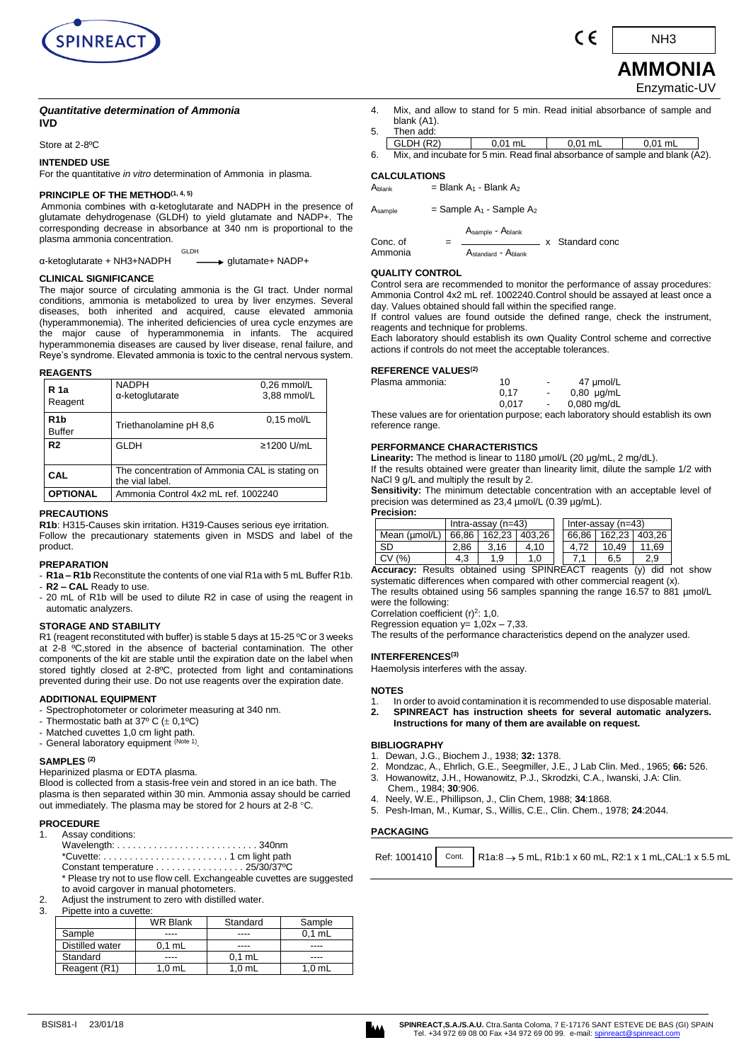# AMMONIA

Enzymatic-UV

NH3

***Quantitative determination of Ammonia***
**IVD**

Store at 2-8ºC

## INTENDED USE

For the quantitative *in vitro* determination of Ammonia in plasma.

## PRINCIPLE OF THE METHOD[1, 4, 5]

Ammonia combines with α-ketoglutarate and NADPH in the presence of glutamate dehydrogenase (GLDH) to yield glutamate and NADP+. The corresponding decrease in absorbance at 340 nm is proportional to the plasma ammonia concentration.

$$\alpha\text{-ketoglutarate} + NH_3 + NADPH \xrightarrow{GLDH} \text{glutamate} + NADP^+$$

## CLINICAL SIGNIFICANCE

The major source of circulating ammonia is the GI tract. Under normal conditions, ammonia is metabolized to urea by liver enzymes. Several diseases, both inherited and acquired, cause elevated ammonia (hyperammonemia). The inherited deficiencies of urea cycle enzymes are the major cause of hyperammonemia in infants. The acquired hyperammonemia diseases are caused by liver disease, renal failure, and Reye's syndrome. Elevated ammonia is toxic to the central nervous system.

## REAGENTS

| | | |
|---|---|---|
| **R 1a** Reagent | NADPH<br>α-ketoglutarate | 0,26 mmol/L<br>3,88 mmol/L |
| **R1b** Buffer | Triethanolamine pH 8,6 | 0,15 mol/L |
| **R2** | GLDH | ≥1200 U/mL |
| **CAL** | The concentration of Ammonia CAL is stating on the vial label. | |
| **OPTIONAL** | Ammonia Control 4x2 mL ref. 1002240 | |

## PRECAUTIONS

**R1b**: H315-Causes skin irritation. H319-Causes serious eye irritation.
Follow the precautionary statements given in MSDS and label of the product.

## PREPARATION

- **R1a – R1b** Reconstitute the contents of one vial R1a with 5 mL Buffer R1b.
- **R2 – CAL** Ready to use.
- 20 mL of R1b will be used to dilute R2 in case of using the reagent in automatic analyzers.

## STORAGE AND STABILITY

R1 (reagent reconstituted with buffer) is stable 5 days at 15-25 ºC or 3 weeks at 2-8 ºC,stored in the absence of bacterial contamination. The other components of the kit are stable until the expiration date on the label when stored tightly closed at 2-8ºC, protected from light and contaminations prevented during their use. Do not use reagents over the expiration date.

## ADDITIONAL EQUIPMENT

- Spectrophotometer or colorimeter measuring at 340 nm.
- Thermostatic bath at 37º C (± 0,1ºC)
- Matched cuvettes 1,0 cm light path.
- General laboratory equipment (Note 1).

## SAMPLES [2]

Heparinized plasma or EDTA plasma.
Blood is collected from a stasis-free vein and stored in an ice bath. The plasma is then separated within 30 min. Ammonia assay should be carried out immediately. The plasma may be stored for 2 hours at 2-8 °C.

## PROCEDURE

1. Assay conditions:
   Wavelength: . . . . . . . . . . . . . . . . . . . . . . . . . . 340nm
   *Cuvette: . . . . . . . . . . . . . . . . . . . . . . . . 1 cm light path
   Constant temperature . . . . . . . . . . . . . . . . . 25/30/37ºC
   \* Please try not to use flow cell. Exchangeable cuvettes are suggested to avoid cargover in manual photometers.
2. Adjust the instrument to zero with distilled water.
3. Pipette into a cuvette:

| | WR Blank | Standard | Sample |
|---|---|---|---|
| Sample | ---- | ---- | 0,1 mL |
| Distilled water | 0,1 mL | ---- | ---- |
| Standard | ---- | 0,1 mL | ---- |
| Reagent (R1) | 1,0 mL | 1,0 mL | 1,0 mL |

4. Mix, and allow to stand for 5 min. Read initial absorbance of sample and blank (A1).
5. Then add:

| GLDH (R2) | 0,01 mL | 0,01 mL | 0,01 mL |
|---|---|---|---|

6. Mix, and incubate for 5 min. Read final absorbance of sample and blank (A2).

## CALCULATIONS

$A_{blank}$ = Blank $A_1$ - Blank $A_2$

$A_{sample}$ = Sample $A_1$ - Sample $A_2$

$$\text{Conc. of Ammonia} = \frac{A_{sample} - A_{blank}}{A_{standard} - A_{blank}} \times \text{Standard conc}$$

## QUALITY CONTROL

Control sera are recommended to monitor the performance of assay procedures: Ammonia Control 4x2 mL ref. 1002240.Control should be assayed at least once a day. Values obtained should fall within the specified range.
If control values are found outside the defined range, check the instrument, reagents and technique for problems.
Each laboratory should establish its own Quality Control scheme and corrective actions if controls do not meet the acceptable tolerances.

## REFERENCE VALUES[2]

Plasma ammonia:

| | | | |
|---|---|---|---|
| 10 | - | 47 | µmol/L |
| 0,17 | - | 0,80 | µg/mL |
| 0,017 | - | 0,080 | mg/dL |

These values are for orientation purpose; each laboratory should establish its own reference range.

## PERFORMANCE CHARACTERISTICS

**Linearity:** The method is linear to 1180 µmol/L (20 µg/mL, 2 mg/dL).
If the results obtained were greater than linearity limit, dilute the sample 1/2 with NaCl 9 g/L and multiply the result by 2.
**Sensitivity:** The minimum detectable concentration with an acceptable level of precision was determined as 23,4 µmol/L (0.39 µg/mL).
**Precision:**

| | Intra-assay (n=43) | | | Inter-assay (n=43) | | |
|---|---|---|---|---|---|---|
| Mean (µmol/L) | 66,86 | 162,23 | 403,26 | 66,86 | 162,23 | 403,26 |
| SD | 2,86 | 3,16 | 4,10 | 4,72 | 10,49 | 11,69 |
| CV (%) | 4,3 | 1,9 | 1,0 | 7,1 | 6,5 | 2,9 |

**Accuracy:** Results obtained using SPINREACT reagents (y) did not show systematic differences when compared with other commercial reagent (x).
The results obtained using 56 samples spanning the range 16.57 to 881 µmol/L were the following:
Correlation coefficient $(r)^2$: 1,0.
Regression equation $y = 1{,}02x - 7{,}33$.
The results of the performance characteristics depend on the analyzer used.

## INTERFERENCES[3]

Haemolysis interferes with the assay.

## NOTES

1. In order to avoid contamination it is recommended to use disposable material.
2. **SPINREACT has instruction sheets for several automatic analyzers. Instructions for many of them are available on request.**

## BIBLIOGRAPHY

1. Dewan, J.G., Biochem J., 1938; **32:** 1378.
2. Mondzac, A., Ehrlich, G.E., Seegmiller, J.E., J Lab Clin. Med., 1965; **66:** 526.
3. Howanowitz, J.H., Howanowitz, P.J., Skrodzki, C.A., Iwanski, J.A: Clin. Chem., 1984; **30**:906.
4. Neely, W.E., Phillipson, J., Clin Chem, 1988; **34**:1868.
5. Pesh-Iman, M., Kumar, S., Willis, C.E., Clin. Chem., 1978; **24**:2044.

## PACKAGING

| Ref: 1001410 | Cont. | R1a:8 → 5 mL, R1b:1 x 60 mL, R2:1 x 1 mL,CAL:1 x 5.5 mL |
|---|---|---|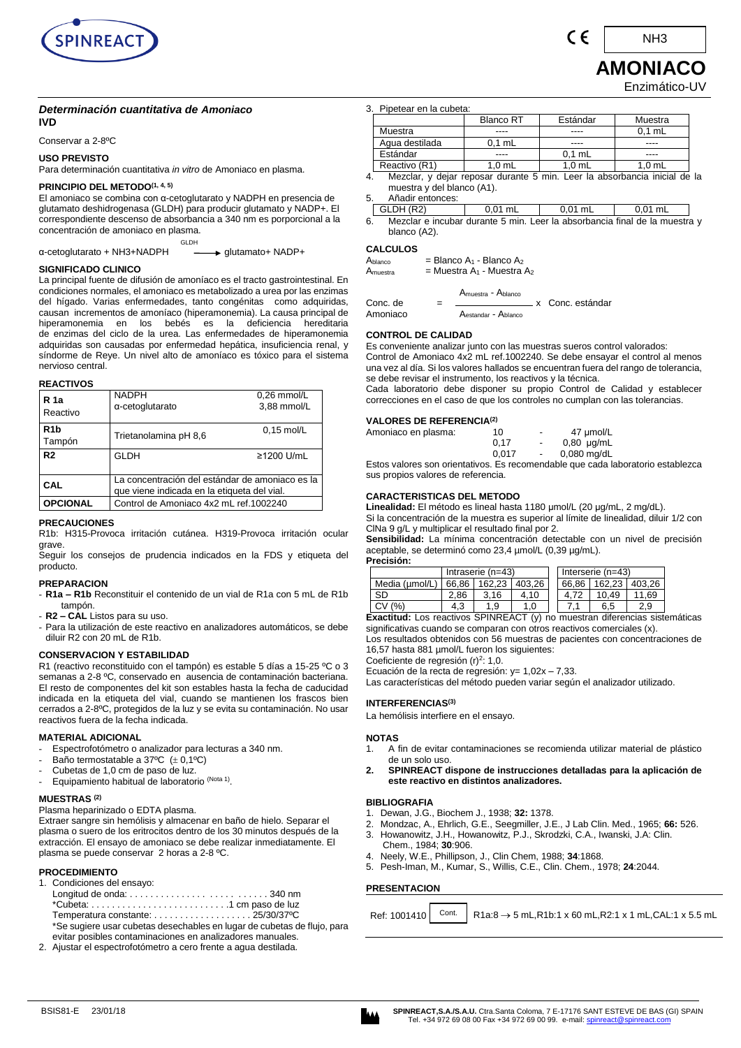# AMONIACO

Enzimático-UV

NH3

### *Determinación cuantitativa de Amoniaco*

**IVD**

Conservar a 2-8ºC

#### USO PREVISTO

Para determinación cuantitativa *in vitro* de Amoniaco en plasma.

#### PRINCIPIO DEL METODO[1, 4, 5]

El amoniaco se combina con α-cetoglutarato y NADPH en presencia de glutamato deshidrogenasa (GLDH) para producir glutamato y NADP+. El correspondiente descenso de absorbancia a 340 nm es porporcional a la concentración de amoniaco en plasma.

$$\alpha\text{-cetoglutarato} + NH_3 + NADPH \xrightarrow{GLDH} \text{glutamato} + NADP^+$$

#### SIGNIFICADO CLINICO

La principal fuente de difusión de amoníaco es el tracto gastrointestinal. En condiciones normales, el amoniaco es metabolizado a urea por las enzimas del hígado. Varias enfermedades, tanto congénitas como adquiridas, causan incrementos de amoníaco (hiperamonemia). La causa principal de hiperamonemia en los bebés es la deficiencia hereditaria de enzimas del ciclo de la urea. Las enfermedades de hiperamonemia adquiridas son causadas por enfermedad hepática, insuficiencia renal, y síndorme de Reye. Un nivel alto de amoníaco es tóxico para el sistema nervioso central.

#### REACTIVOS

| | | |
|---|---|---|
| **R 1a** Reactivo | NADPH<br>α-cetoglutarato | 0,26 mmol/L<br>3,88 mmol/L |
| **R1b** Tampón | Trietanolamina pH 8,6 | 0,15 mol/L |
| **R2** | GLDH | ≥1200 U/mL |
| **CAL** | La concentración del estándar de amoniaco es la que viene indicada en la etiqueta del vial. | |
| **OPCIONAL** | Control de Amoniaco 4x2 mL ref.1002240 | |

#### PRECAUCIONES

R1b: H315-Provoca irritación cutánea. H319-Provoca irritación ocular grave.

Seguir los consejos de prudencia indicados en la FDS y etiqueta del producto.

#### PREPARACION

- **R1a – R1b** Reconstituir el contenido de un vial de R1a con 5 mL de R1b tampón.
- **R2 – CAL** Listos para su uso.
- Para la utilización de este reactivo en analizadores automáticos, se debe diluir R2 con 20 mL de R1b.

#### CONSERVACION Y ESTABILIDAD

R1 (reactivo reconstituido con el tampón) es estable 5 días a 15-25 ºC o 3 semanas a 2-8 ºC, conservado en ausencia de contaminación bacteriana. El resto de componentes del kit son estables hasta la fecha de caducidad indicada en la etiqueta del vial, cuando se mantienen los frascos bien cerrados a 2-8ºC, protegidos de la luz y se evita su contaminación. No usar reactivos fuera de la fecha indicada.

#### MATERIAL ADICIONAL

- Espectrofotómetro o analizador para lecturas a 340 nm.
- Baño termostatable a 37ºC (± 0,1ºC)
- Cubetas de 1,0 cm de paso de luz.
- Equipamiento habitual de laboratorio (Nota 1).

#### MUESTRAS [2]

Plasma heparinizado o EDTA plasma.

Extraer sangre sin hemólisis y almacenar en baño de hielo. Separar el plasma o suero de los eritrocitos dentro de los 30 minutos después de la extracción. El ensayo de amoniaco se debe realizar inmediatamente. El plasma se puede conservar 2 horas a 2-8 ºC.

#### PROCEDIMIENTO

1. Condiciones del ensayo:
   Longitud de onda: . . . . . . . . . . . . . . . . . . . . . . . . . . . 340 nm
   *Cubeta: . . . . . . . . . . . . . . . . . . . . . . . . . .1 cm paso de luz
   Temperatura constante: . . . . . . . . . . . . . . . . . . . 25/30/37ºC
   *Se sugiere usar cubetas desechables en lugar de cubetas de flujo, para evitar posibles contaminaciones en analizadores manuales.
2. Ajustar el espectrofotómetro a cero frente a agua destilada.
3. Pipetear en la cubeta:

| | Blanco RT | Estándar | Muestra |
|---|---|---|---|
| Muestra | ---- | ---- | 0,1 mL |
| Agua destilada | 0,1 mL | ---- | ---- |
| Estándar | ---- | 0,1 mL | ---- |
| Reactivo (R1) | 1,0 mL | 1,0 mL | 1,0 mL |

4. Mezclar, y dejar reposar durante 5 min. Leer la absorbancia inicial de la muestra y del blanco (A1).
5. Añadir entonces:

| | | | |
|---|---|---|---|
| GLDH (R2) | 0,01 mL | 0,01 mL | 0,01 mL |

6. Mezclar e incubar durante 5 min. Leer la absorbancia final de la muestra y blanco (A2).

#### CALCULOS

$A_{blanco}$ = Blanco $A_1$ - Blanco $A_2$

$A_{muestra}$ = Muestra $A_1$ - Muestra $A_2$

$$\text{Conc. de Amoniaco} = \frac{A_{muestra} - A_{blanco}}{A_{estandar} - A_{blanco}} \times \text{Conc. estándar}$$

#### CONTROL DE CALIDAD

Es conveniente analizar junto con las muestras sueros control valorados:

Control de Amoniaco 4x2 mL ref.1002240. Se debe ensayar el control al menos una vez al día. Si los valores hallados se encuentran fuera del rango de tolerancia, se debe revisar el instrumento, los reactivos y la técnica.

Cada laboratorio debe disponer su propio Control de Calidad y establecer correcciones en el caso de que los controles no cumplan con las tolerancias.

#### VALORES DE REFERENCIA[2]

| | | | |
|---|---|---|---|
| Amoniaco en plasma: | 10 | - | 47 µmol/L |
| | 0,17 | - | 0,80 µg/mL |
| | 0,017 | - | 0,080 mg/dL |

Estos valores son orientativos. Es recomendable que cada laboratorio establezca sus propios valores de referencia.

#### CARACTERISTICAS DEL METODO

**Linealidad:** El método es lineal hasta 1180 µmol/L (20 µg/mL, 2 mg/dL).

Si la concentración de la muestra es superior al límite de linealidad, diluir 1/2 con ClNa 9 g/L y multiplicar el resultado final por 2.

**Sensibilidad:** La mínima concentración detectable con un nivel de precisión aceptable, se determinó como 23,4 µmol/L (0,39 µg/mL).

**Precisión:**

| | Intraserie (n=43) | | | Interserie (n=43) | | |
|---|---|---|---|---|---|---|
| Media (µmol/L) | 66,86 | 162,23 | 403,26 | 66,86 | 162,23 | 403,26 |
| SD | 2,86 | 3,16 | 4,10 | 4,72 | 10,49 | 11,69 |
| CV (%) | 4,3 | 1,9 | 1,0 | 7,1 | 6,5 | 2,9 |

**Exactitud:** Los reactivos SPINREACT (y) no muestran diferencias sistemáticas significativas cuando se comparan con otros reactivos comerciales (x).

Los resultados obtenidos con 56 muestras de pacientes con concentraciones de 16,57 hasta 881 µmol/L fueron los siguientes:

Coeficiente de regresión $(r)^2$: 1,0.

Ecuación de la recta de regresión: $y = 1{,}02x - 7{,}33$.

Las características del método pueden variar según el analizador utilizado.

#### INTERFERENCIAS[3]

La hemólisis interfiere en el ensayo.

#### NOTAS

1. A fin de evitar contaminaciones se recomienda utilizar material de plástico de un solo uso.
2. **SPINREACT dispone de instrucciones detalladas para la aplicación de este reactivo en distintos analizadores.**

#### BIBLIOGRAFIA

1. Dewan, J.G., Biochem J., 1938; **32:** 1378.
2. Mondzac, A., Ehrlich, G.E., Seegmiller, J.E., J Lab Clin. Med., 1965; **66:** 526.
3. Howanowitz, J.H., Howanowitz, P.J., Skrodzki, C.A., Iwanski, J.A: Clin. Chem., 1984; **30**:906.
4. Neely, W.E., Phillipson, J., Clin Chem, 1988; **34**:1868.
5. Pesh-Iman, M., Kumar, S., Willis, C.E., Clin. Chem., 1978; **24**:2044.

#### PRESENTACION

| | | |
|---|---|---|
| Ref: 1001410 | Cont. | R1a:8 → 5 mL,R1b:1 x 60 mL,R2:1 x 1 mL,CAL:1 x 5.5 mL |

BSIS81-E 23/01/18

SPINREACT,S.A./S.A.U. Ctra.Santa Coloma, 7 E-17176 SANT ESTEVE DE BAS (GI) SPAIN
Tel. +34 972 69 08 00 Fax +34 972 69 00 99. e-mail: spinreact@spinreact.com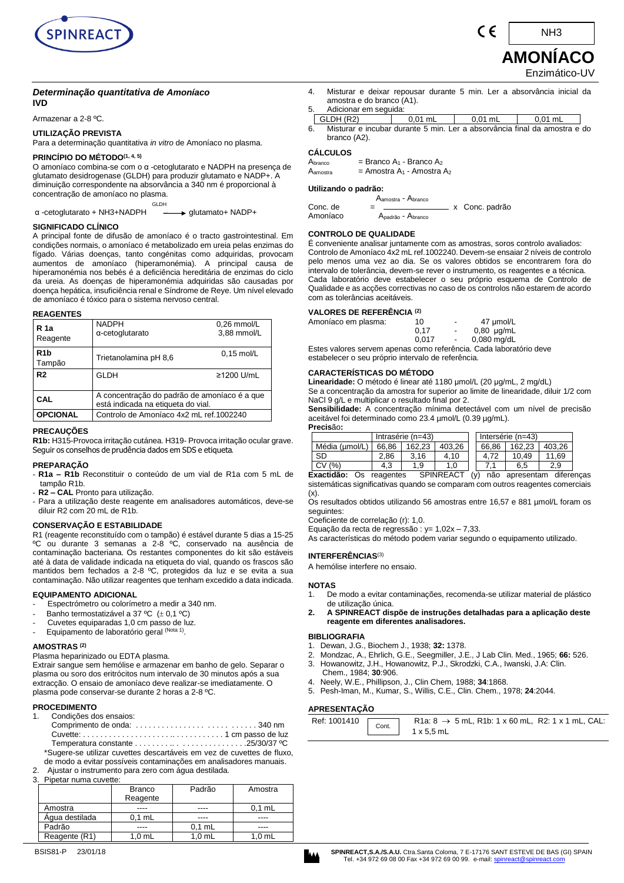# AMONÍACO

Enzimático-UV

NH3

### *Determinação quantitativa de Amoníaco*

**IVD**

Armazenar a 2-8 ºC.

### UTILIZAÇÃO PREVISTA

Para a determinação quantitativa *in vitro* de Amoníaco no plasma.

### PRINCÍPIO DO MÉTODO[1, 4, 5]

O amoníaco combina-se com o α -cetoglutarato e NADPH na presença de glutamato desidrogenase (GLDH) para produzir glutamato e NADP+. A diminuição correspondente na absorvância a 340 nm é proporcional à concentração de amoníaco no plasma.

$$\alpha\text{-cetoglutarato} + NH_3 + NADPH \xrightarrow{GLDH} \text{glutamato} + NADP^+$$

### SIGNIFICADO CLÍNICO

A principal fonte de difusão de amoníaco é o tracto gastrointestinal. Em condições normais, o amoníaco é metabolizado em ureia pelas enzimas do fígado. Várias doenças, tanto congénitas como adquiridas, provocam aumentos de amoníaco (hiperamonémia). A principal causa de hiperamonémia nos bebés é a deficiência hereditária de enzimas do ciclo da ureia. As doenças de hiperamonémia adquiridas são causadas por doença hepática, insuficiência renal e Síndrome de Reye. Um nível elevado de amoníaco é tóxico para o sistema nervoso central.

### REAGENTES

| | | |
|---|---|---|
| **R 1a** Reagente | NADPH<br>α-cetoglutarato | 0,26 mmol/L<br>3,88 mmol/L |
| **R1b** Tampão | Trietanolamina pH 8,6 | 0,15 mol/L |
| **R2** | GLDH | ≥1200 U/mL |
| **CAL** | A concentração do padrão de amoníaco é a que está indicada na etiqueta do vial. | |
| **OPCIONAL** | Controlo de Amoníaco 4x2 mL ref.1002240 | |

### PRECAUÇÕES

**R1b:** H315-Provoca irritação cutánea. H319- Provoca irritação ocular grave. Seguir os conselhos de prudência dados em SDS e etiqueta.

### PREPARAÇÃO

- **R1a – R1b** Reconstituir o conteúdo de um vial de R1a com 5 mL de tampão R1b.
- **R2 – CAL** Pronto para utilização.
- Para a utilização deste reagente em analisadores automáticos, deve-se diluir R2 com 20 mL de R1b.

### CONSERVAÇÃO E ESTABILIDADE

R1 (reagente reconstituído com o tampão) é estável durante 5 dias a 15-25 ºC ou durante 3 semanas a 2-8 ºC, conservado na ausência de contaminação bacteriana. Os restantes componentes do kit são estáveis até à data de validade indicada na etiqueta do vial, quando os frascos são mantidos bem fechados a 2-8 ºC, protegidos da luz e se evita a sua contaminação. Não utilizar reagentes que tenham excedido a data indicada.

### EQUIPAMENTO ADICIONAL

- Espectrómetro ou colorímetro a medir a 340 nm.
- Banho termostatizável a 37 ºC (± 0,1 ºC)
- Cuvetes equiparadas 1,0 cm passo de luz.
- Equipamento de laboratório geral (Nota 1).

### AMOSTRAS [2]

Plasma heparinizado ou EDTA plasma.

Extrair sangue sem hemólise e armazenar em banho de gelo. Separar o plasma ou soro dos eritrócitos num intervalo de 30 minutos após a sua extracção. O ensaio de amoníaco deve realizar-se imediatamente. O plasma pode conservar-se durante 2 horas a 2-8 ºC.

### PROCEDIMENTO

1. Condições dos ensaios:
   Comprimento de onda: . . . . . . . . . . . . . . . . . . . . . . . . . . . 340 nm
   Cuvette: . . . . . . . . . . . . . . . . . . . . . . . . . . . . . . . . . 1 cm passo de luz
   Temperatura constante . . . . . . . . . . . . . . . . . . . . . . . .25/30/37 ºC
   *Sugere-se utilizar cuvettes descartáveis em vez de cuvettes de fluxo, de modo a evitar possíveis contaminações em analisadores manuais.
2. Ajustar o instrumento para zero com água destilada.
3. Pipetar numa cuvette:

| | Branco Reagente | Padrão | Amostra |
|---|---|---|---|
| Amostra | ---- | ---- | 0,1 mL |
| Água destilada | 0,1 mL | ---- | ---- |
| Padrão | ---- | 0,1 mL | ---- |
| Reagente (R1) | 1,0 mL | 1,0 mL | 1,0 mL |

4. Misturar e deixar repousar durante 5 min. Ler a absorvância inicial da amostra e do branco (A1).
5. Adicionar em seguida:

| | | | |
|---|---|---|---|
| GLDH (R2) | 0,01 mL | 0,01 mL | 0,01 mL |

6. Misturar e incubar durante 5 min. Ler a absorvância final da amostra e do branco (A2).

### CÁLCULOS

$A_{branco}$ = Branco $A_1$ - Branco $A_2$

$A_{amostra}$ = Amostra $A_1$ - Amostra $A_2$

**Utilizando o padrão:**

$$\text{Conc. de Amoníaco} = \frac{A_{amostra} - A_{branco}}{A_{padrão} - A_{branco}} \times \text{Conc. padrão}$$

### CONTROLO DE QUALIDADE

É conveniente analisar juntamente com as amostras, soros controlo avaliados: Controlo de Amoníaco 4x2 mL ref.1002240. Devem-se ensaiar 2 níveis de controlo pelo menos uma vez ao dia. Se os valores obtidos se encontrarem fora do intervalo de tolerância, devem-se rever o instrumento, os reagentes e a técnica. Cada laboratório deve estabelecer o seu próprio esquema de Controlo de Qualidade e as acções correctivas no caso de os controlos não estarem de acordo com as tolerâncias aceitáveis.

### VALORES DE REFERÊNCIA [2]

Amoníaco em plasma: 10 - 47 µmol/L
0,17 - 0,80 µg/mL
0,017 - 0,080 mg/dL

Estes valores servem apenas como referência. Cada laboratório deve estabelecer o seu próprio intervalo de referência.

### CARACTERÍSTICAS DO MÉTODO

**Linearidade:** O método é linear até 1180 µmol/L (20 µg/mL, 2 mg/dL)

Se a concentração da amostra for superior ao limite de linearidade, diluir 1/2 com NaCl 9 g/L e multiplicar o resultado final por 2.

**Sensibilidade:** A concentração mínima detectável com um nível de precisão aceitável foi determinado como 23.4 µmol/L (0.39 µg/mL).

**Precisão:**

| | Intrasérie (n=43) | | | Intersérie (n=43) | | |
|---|---|---|---|---|---|---|
| Média (µmol/L) | 66,86 | 162,23 | 403,26 | 66,86 | 162,23 | 403,26 |
| SD | 2,86 | 3,16 | 4,10 | 4,72 | 10,49 | 11,69 |
| CV (%) | 4,3 | 1,9 | 1,0 | 7,1 | 6,5 | 2,9 |

**Exactidão:** Os reagentes SPINREACT (y) não apresentam diferenças sistemáticas significativas quando se comparam com outros reagentes comerciais (x).

Os resultados obtidos utilizando 56 amostras entre 16,57 e 881 µmol/L foram os seguintes:

Coeficiente de correlação (r): 1,0.

Equação da recta de regressão : y= 1,02x – 7,33.

As características do método podem variar segundo o equipamento utilizado.

### INTERFERÊNCIAS[3]

A hemólise interfere no ensaio.

### NOTAS

1. De modo a evitar contaminações, recomenda-se utilizar material de plástico de utilização única.
2. **A SPINREACT dispõe de instruções detalhadas para a aplicação deste reagente em diferentes analisadores.**

### BIBLIOGRAFIA

1. Dewan, J.G., Biochem J., 1938; **32:** 1378.
2. Mondzac, A., Ehrlich, G.E., Seegmiller, J.E., J Lab Clin. Med., 1965; **66:** 526.
3. Howanowitz, J.H., Howanowitz, P.J., Skrodzki, C.A., Iwanski, J.A: Clin. Chem., 1984; **30**:906.
4. Neely, W.E., Phillipson, J., Clin Chem, 1988; **34**:1868.
5. Pesh-Iman, M., Kumar, S., Willis, C.E., Clin. Chem., 1978; **24**:2044.

### APRESENTAÇÃO

| | | |
|---|---|---|
| Ref: 1001410 | Cont. | R1a: 8 → 5 mL, R1b: 1 x 60 mL, R2: 1 x 1 mL, CAL: 1 x 5,5 mL |

BSIS81-P 23/01/18

SPINREACT,S.A./S.A.U. Ctra.Santa Coloma, 7 E-17176 SANT ESTEVE DE BAS (GI) SPAIN
Tel. +34 972 69 08 00 Fax +34 972 69 00 99. e-mail: spinreact@spinreact.com